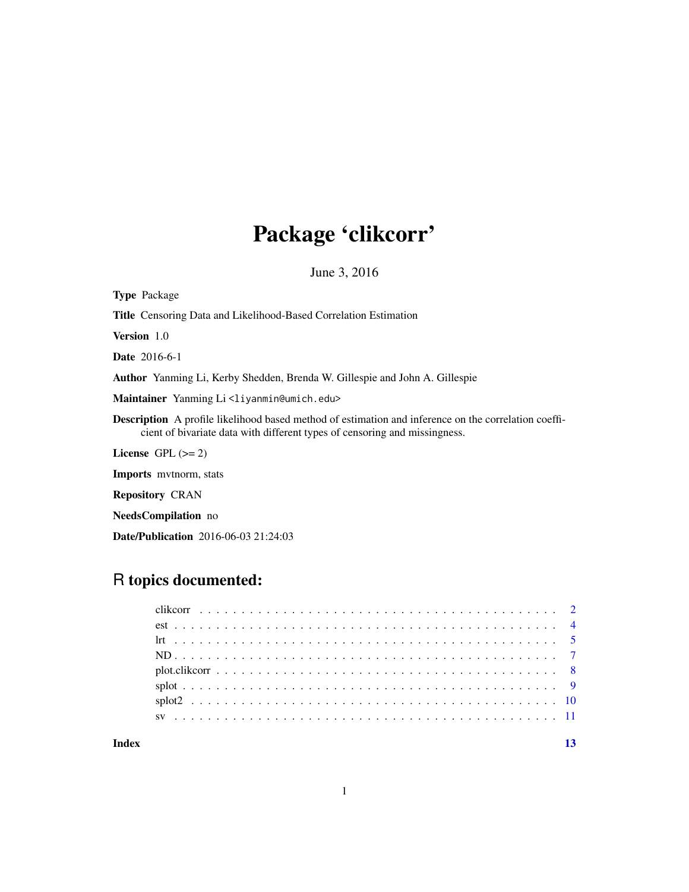# Package 'clikcorr'

June 3, 2016

**Type** Package

**Title** Censoring Data and Likelihood-Based Correlation Estimation

**Version** 1.0

**Date** 2016-6-1

**Author** Yanming Li, Kerby Shedden, Brenda W. Gillespie and John A. Gillespie

**Maintainer** Yanming Li <liyanmin@umich.edu>

**Description** A profile likelihood based method of estimation and inference on the correlation coefficient of bivariate data with different types of censoring and missingness.

**License** GPL (>= 2)

**Imports** mvtnorm, stats

**Repository** CRAN

**NeedsCompilation** no

**Date/Publication** 2016-06-03 21:24:03

## R topics documented:

| | |
|---|---|
| clikcorr | 2 |
| est | 4 |
| lrt | 5 |
| ND | 7 |
| plot.clikcorr | 8 |
| splot | 9 |
| splot2 | 10 |
| sv | 11 |
| **Index** | **13** |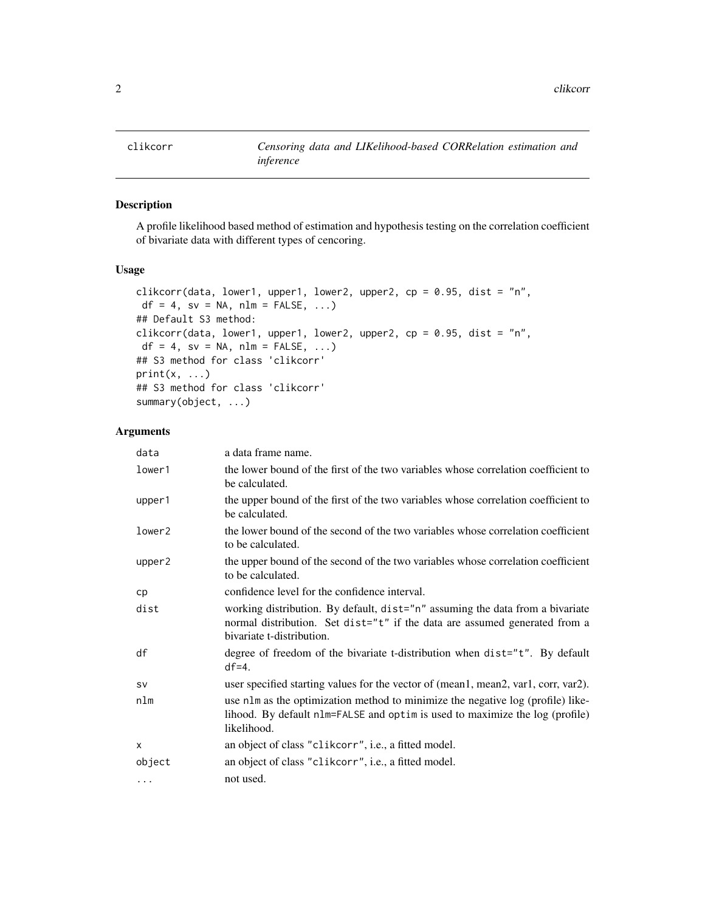clikcorr — *Censoring data and LIKelihood-based CORRelation estimation and inference*

## Description

A profile likelihood based method of estimation and hypothesis testing on the correlation coefficient of bivariate data with different types of cencoring.

## Usage

```
clikcorr(data, lower1, upper1, lower2, upper2, cp = 0.95, dist = "n",
 df = 4, sv = NA, nlm = FALSE, ...)
## Default S3 method:
clikcorr(data, lower1, upper1, lower2, upper2, cp = 0.95, dist = "n",
 df = 4, sv = NA, nlm = FALSE, ...)
## S3 method for class 'clikcorr'
print(x, ...)
## S3 method for class 'clikcorr'
summary(object, ...)
```

## Arguments

| | |
|---|---|
| `data` | a data frame name. |
| `lower1` | the lower bound of the first of the two variables whose correlation coefficient to be calculated. |
| `upper1` | the upper bound of the first of the two variables whose correlation coefficient to be calculated. |
| `lower2` | the lower bound of the second of the two variables whose correlation coefficient to be calculated. |
| `upper2` | the upper bound of the second of the two variables whose correlation coefficient to be calculated. |
| `cp` | confidence level for the confidence interval. |
| `dist` | working distribution. By default, `dist="n"` assuming the data from a bivariate normal distribution. Set `dist="t"` if the data are assumed generated from a bivariate t-distribution. |
| `df` | degree of freedom of the bivariate t-distribution when `dist="t"`. By default `df=4`. |
| `sv` | user specified starting values for the vector of (mean1, mean2, var1, corr, var2). |
| `nlm` | use `nlm` as the optimization method to minimize the negative log (profile) likelihood. By default `nlm=FALSE` and `optim` is used to maximize the log (profile) likelihood. |
| `x` | an object of class `"clikcorr"`, i.e., a fitted model. |
| `object` | an object of class `"clikcorr"`, i.e., a fitted model. |
| `...` | not used. |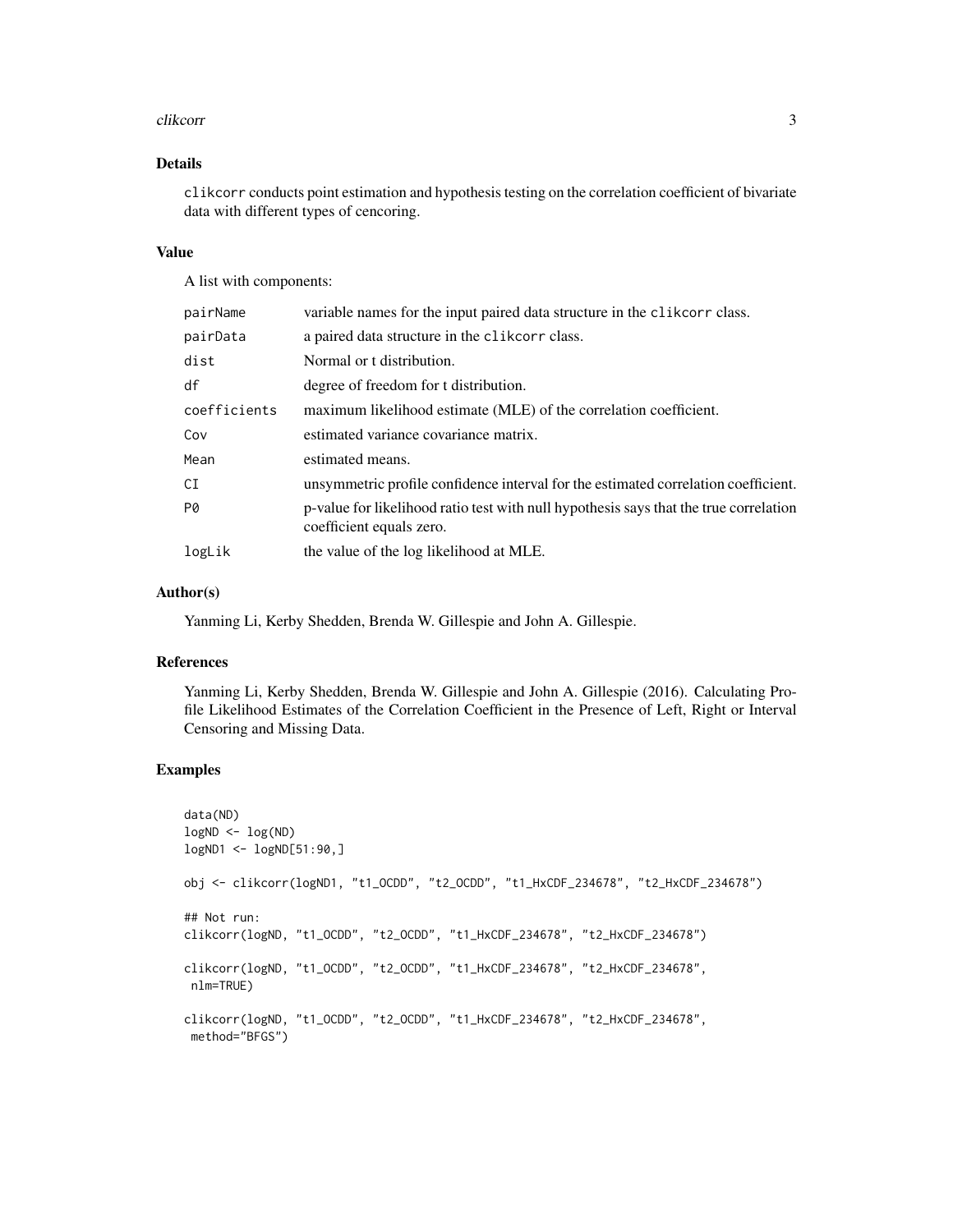## Details

`clikcorr` conducts point estimation and hypothesis testing on the correlation coefficient of bivariate data with different types of cencoring.

## Value

A list with components:

| | |
|---|---|
| `pairName` | variable names for the input paired data structure in the `clikcorr` class. |
| `pairData` | a paired data structure in the `clikcorr` class. |
| `dist` | Normal or t distribution. |
| `df` | degree of freedom for t distribution. |
| `coefficients` | maximum likelihood estimate (MLE) of the correlation coefficient. |
| `Cov` | estimated variance covariance matrix. |
| `Mean` | estimated means. |
| `CI` | unsymmetric profile confidence interval for the estimated correlation coefficient. |
| `P0` | p-value for likelihood ratio test with null hypothesis says that the true correlation coefficient equals zero. |
| `logLik` | the value of the log likelihood at MLE. |

## Author(s)

Yanming Li, Kerby Shedden, Brenda W. Gillespie and John A. Gillespie.

## References

Yanming Li, Kerby Shedden, Brenda W. Gillespie and John A. Gillespie (2016). Calculating Profile Likelihood Estimates of the Correlation Coefficient in the Presence of Left, Right or Interval Censoring and Missing Data.

## Examples

```
data(ND)
logND <- log(ND)
logND1 <- logND[51:90,]

obj <- clikcorr(logND1, "t1_OCDD", "t2_OCDD", "t1_HxCDF_234678", "t2_HxCDF_234678")

## Not run:
clikcorr(logND, "t1_OCDD", "t2_OCDD", "t1_HxCDF_234678", "t2_HxCDF_234678")

clikcorr(logND, "t1_OCDD", "t2_OCDD", "t1_HxCDF_234678", "t2_HxCDF_234678",
 nlm=TRUE)

clikcorr(logND, "t1_OCDD", "t2_OCDD", "t1_HxCDF_234678", "t2_HxCDF_234678",
 method="BFGS")
```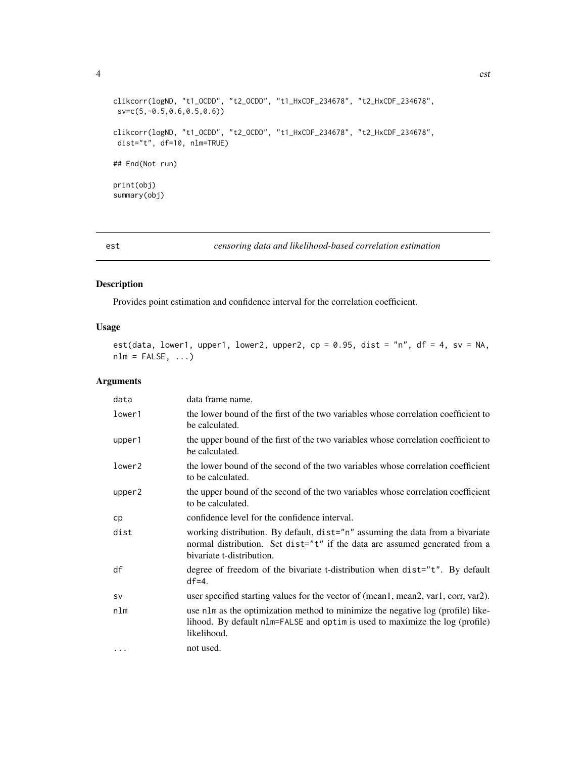```
clikcorr(logND, "t1_OCDD", "t2_OCDD", "t1_HxCDF_234678", "t2_HxCDF_234678",
 sv=c(5,-0.5,0.6,0.5,0.6))

clikcorr(logND, "t1_OCDD", "t2_OCDD", "t1_HxCDF_234678", "t2_HxCDF_234678",
 dist="t", df=10, nlm=TRUE)

## End(Not run)

print(obj)
summary(obj)
```

## est *censoring data and likelihood-based correlation estimation*

### Description

Provides point estimation and confidence interval for the correlation coefficient.

### Usage

```
est(data, lower1, upper1, lower2, upper2, cp = 0.95, dist = "n", df = 4, sv = NA,
nlm = FALSE, ...)
```

### Arguments

| | |
|---|---|
| data | data frame name. |
| lower1 | the lower bound of the first of the two variables whose correlation coefficient to be calculated. |
| upper1 | the upper bound of the first of the two variables whose correlation coefficient to be calculated. |
| lower2 | the lower bound of the second of the two variables whose correlation coefficient to be calculated. |
| upper2 | the upper bound of the second of the two variables whose correlation coefficient to be calculated. |
| cp | confidence level for the confidence interval. |
| dist | working distribution. By default, `dist="n"` assuming the data from a bivariate normal distribution. Set `dist="t"` if the data are assumed generated from a bivariate t-distribution. |
| df | degree of freedom of the bivariate t-distribution when `dist="t"`. By default `df=4`. |
| sv | user specified starting values for the vector of (mean1, mean2, var1, corr, var2). |
| nlm | use `nlm` as the optimization method to minimize the negative log (profile) likelihood. By default `nlm=FALSE` and `optim` is used to maximize the log (profile) likelihood. |
| ... | not used. |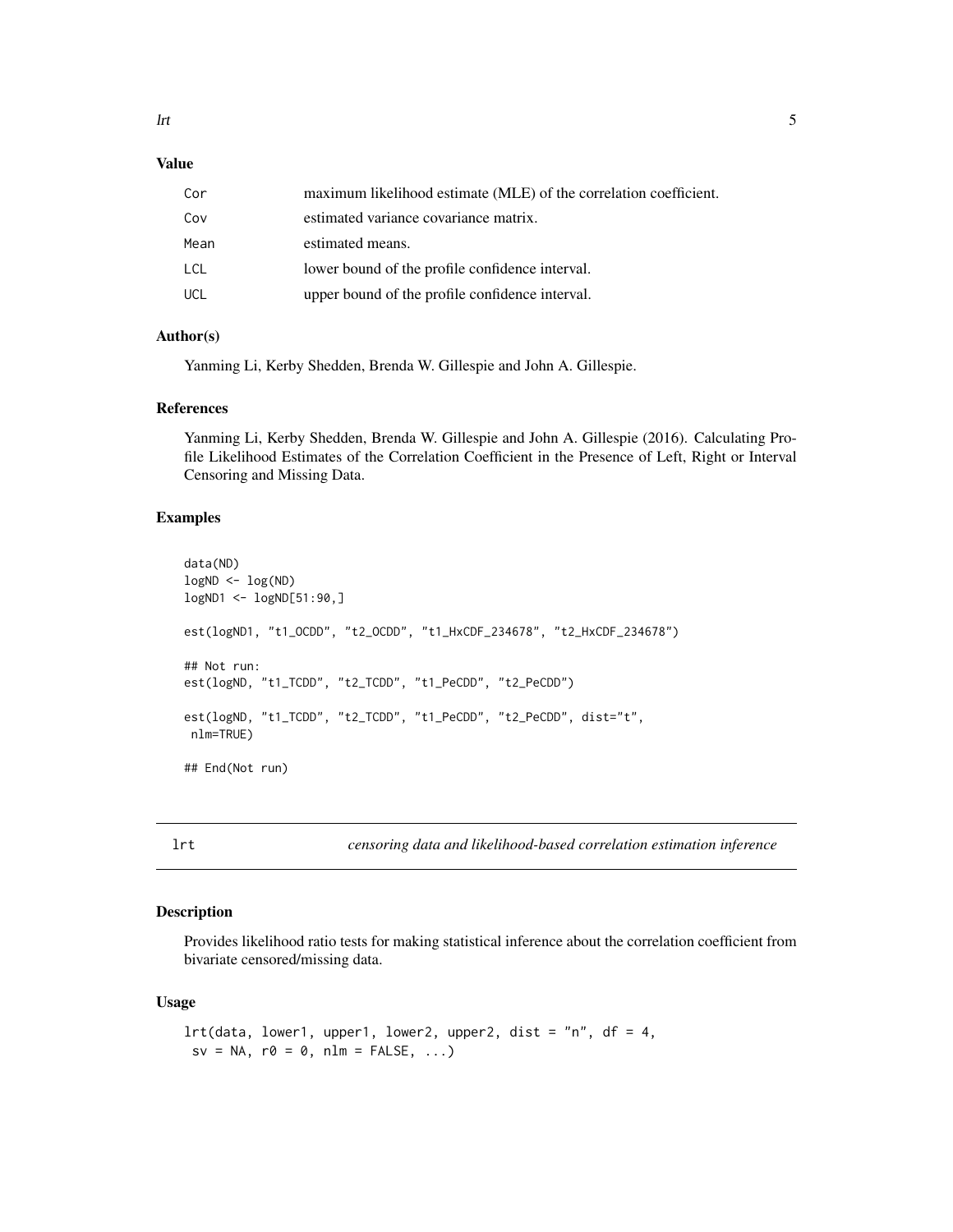### Value

| | |
|---|---|
| `Cor` | maximum likelihood estimate (MLE) of the correlation coefficient. |
| `Cov` | estimated variance covariance matrix. |
| `Mean` | estimated means. |
| `LCL` | lower bound of the profile confidence interval. |
| `UCL` | upper bound of the profile confidence interval. |

### Author(s)

Yanming Li, Kerby Shedden, Brenda W. Gillespie and John A. Gillespie.

### References

Yanming Li, Kerby Shedden, Brenda W. Gillespie and John A. Gillespie (2016). Calculating Profile Likelihood Estimates of the Correlation Coefficient in the Presence of Left, Right or Interval Censoring and Missing Data.

### Examples

```
data(ND)
logND <- log(ND)
logND1 <- logND[51:90,]

est(logND1, "t1_OCDD", "t2_OCDD", "t1_HxCDF_234678", "t2_HxCDF_234678")

## Not run:
est(logND, "t1_TCDD", "t2_TCDD", "t1_PeCDD", "t2_PeCDD")

est(logND, "t1_TCDD", "t2_TCDD", "t1_PeCDD", "t2_PeCDD", dist="t",
 nlm=TRUE)

## End(Not run)
```

---

## lrt — *censoring data and likelihood-based correlation estimation inference*

### Description

Provides likelihood ratio tests for making statistical inference about the correlation coefficient from bivariate censored/missing data.

### Usage

```
lrt(data, lower1, upper1, lower2, upper2, dist = "n", df = 4,
 sv = NA, r0 = 0, nlm = FALSE, ...)
```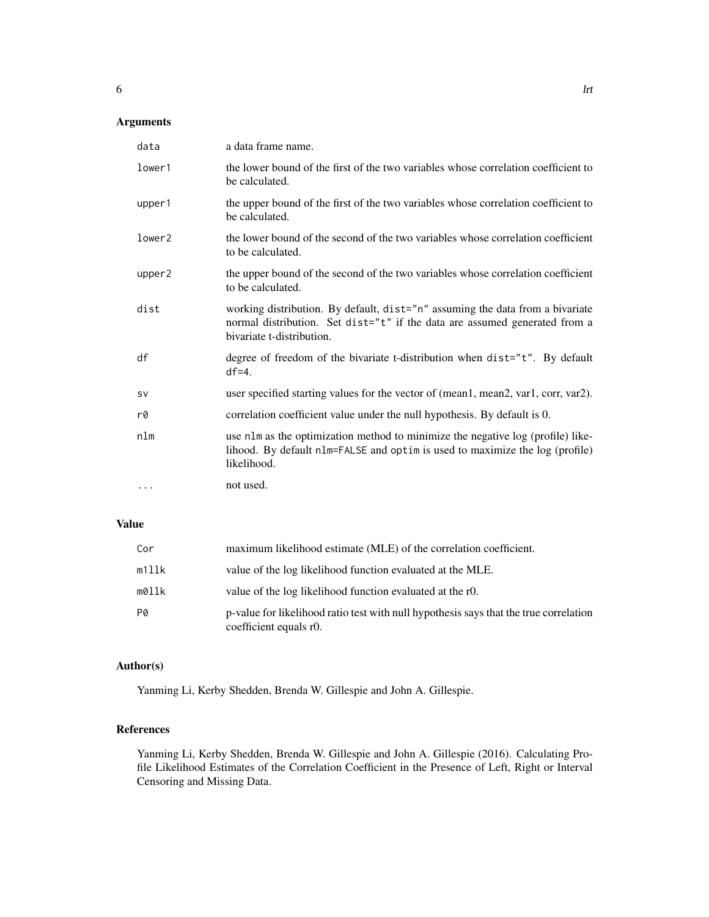## Arguments

| | |
|---|---|
| `data` | a data frame name. |
| `lower1` | the lower bound of the first of the two variables whose correlation coefficient to be calculated. |
| `upper1` | the upper bound of the first of the two variables whose correlation coefficient to be calculated. |
| `lower2` | the lower bound of the second of the two variables whose correlation coefficient to be calculated. |
| `upper2` | the upper bound of the second of the two variables whose correlation coefficient to be calculated. |
| `dist` | working distribution. By default, `dist="n"` assuming the data from a bivariate normal distribution. Set `dist="t"` if the data are assumed generated from a bivariate t-distribution. |
| `df` | degree of freedom of the bivariate t-distribution when `dist="t"`. By default `df=4`. |
| `sv` | user specified starting values for the vector of (mean1, mean2, var1, corr, var2). |
| `r0` | correlation coefficient value under the null hypothesis. By default is 0. |
| `nlm` | use `nlm` as the optimization method to minimize the negative log (profile) likelihood. By default `nlm=FALSE` and `optim` is used to maximize the log (profile) likelihood. |
| `...` | not used. |

## Value

| | |
|---|---|
| `Cor` | maximum likelihood estimate (MLE) of the correlation coefficient. |
| `m1llk` | value of the log likelihood function evaluated at the MLE. |
| `m0llk` | value of the log likelihood function evaluated at the r0. |
| `P0` | p-value for likelihood ratio test with null hypothesis says that the true correlation coefficient equals r0. |

## Author(s)

Yanming Li, Kerby Shedden, Brenda W. Gillespie and John A. Gillespie.

## References

Yanming Li, Kerby Shedden, Brenda W. Gillespie and John A. Gillespie (2016). Calculating Profile Likelihood Estimates of the Correlation Coefficient in the Presence of Left, Right or Interval Censoring and Missing Data.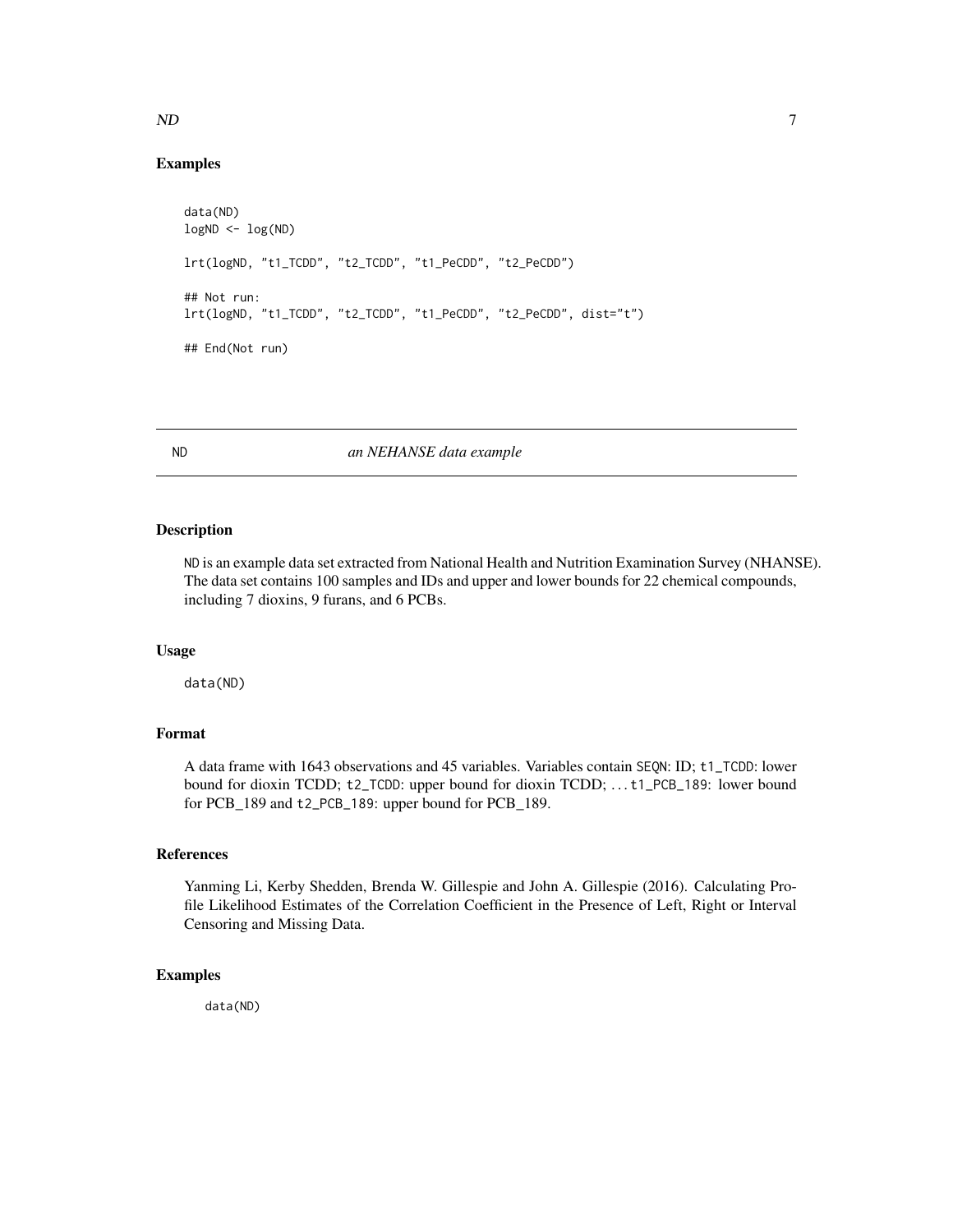## Examples

```
data(ND)
logND <- log(ND)

lrt(logND, "t1_TCDD", "t2_TCDD", "t1_PeCDD", "t2_PeCDD")

## Not run:
lrt(logND, "t1_TCDD", "t2_TCDD", "t1_PeCDD", "t2_PeCDD", dist="t")

## End(Not run)
```

---

# ND *an NEHANSE data example*

---

## Description

ND is an example data set extracted from National Health and Nutrition Examination Survey (NHANSE). The data set contains 100 samples and IDs and upper and lower bounds for 22 chemical compounds, including 7 dioxins, 9 furans, and 6 PCBs.

## Usage

```
data(ND)
```

## Format

A data frame with 1643 observations and 45 variables. Variables contain `SEQN`: ID; `t1_TCDD`: lower bound for dioxin TCDD; `t2_TCDD`: upper bound for dioxin TCDD; ... `t1_PCB_189`: lower bound for PCB_189 and `t2_PCB_189`: upper bound for PCB_189.

## References

Yanming Li, Kerby Shedden, Brenda W. Gillespie and John A. Gillespie (2016). Calculating Profile Likelihood Estimates of the Correlation Coefficient in the Presence of Left, Right or Interval Censoring and Missing Data.

## Examples

```
data(ND)
```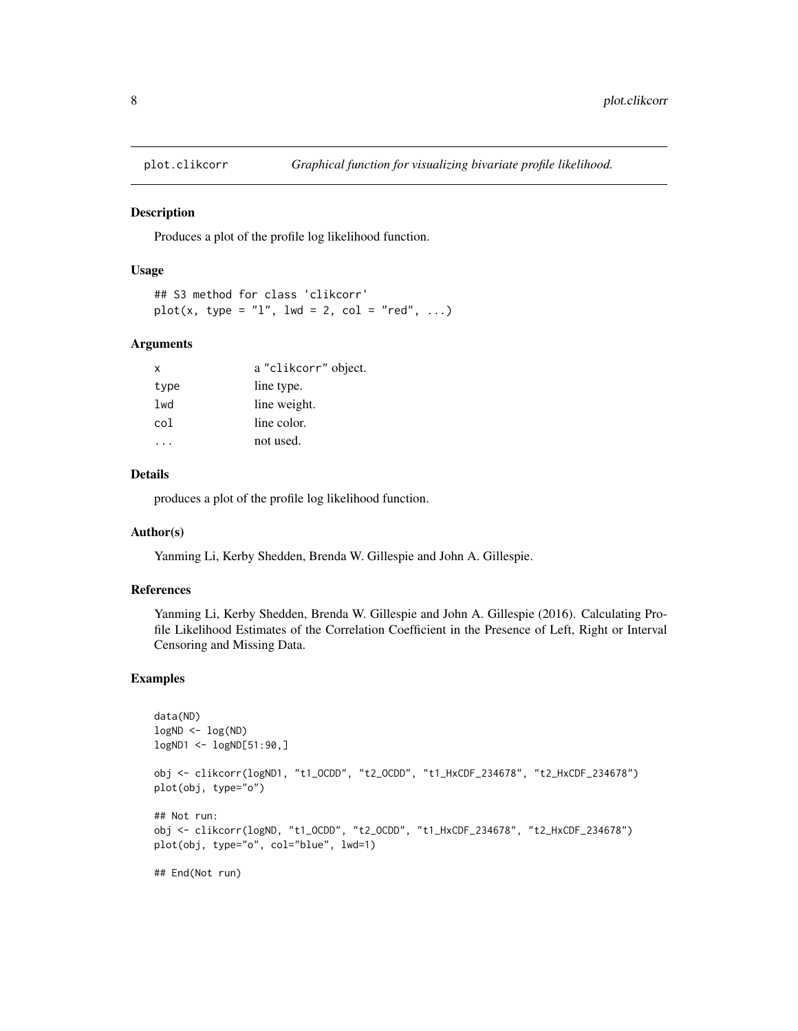plot.clikcorr *Graphical function for visualizing bivariate profile likelihood.*

## Description

Produces a plot of the profile log likelihood function.

## Usage

```
## S3 method for class 'clikcorr'
plot(x, type = "l", lwd = 2, col = "red", ...)
```

## Arguments

| | |
|---|---|
| x | a "clikcorr" object. |
| type | line type. |
| lwd | line weight. |
| col | line color. |
| ... | not used. |

## Details

produces a plot of the profile log likelihood function.

## Author(s)

Yanming Li, Kerby Shedden, Brenda W. Gillespie and John A. Gillespie.

## References

Yanming Li, Kerby Shedden, Brenda W. Gillespie and John A. Gillespie (2016). Calculating Profile Likelihood Estimates of the Correlation Coefficient in the Presence of Left, Right or Interval Censoring and Missing Data.

## Examples

```
data(ND)
logND <- log(ND)
logND1 <- logND[51:90,]

obj <- clikcorr(logND1, "t1_OCDD", "t2_OCDD", "t1_HxCDF_234678", "t2_HxCDF_234678")
plot(obj, type="o")

## Not run:
obj <- clikcorr(logND, "t1_OCDD", "t2_OCDD", "t1_HxCDF_234678", "t2_HxCDF_234678")
plot(obj, type="o", col="blue", lwd=1)

## End(Not run)
```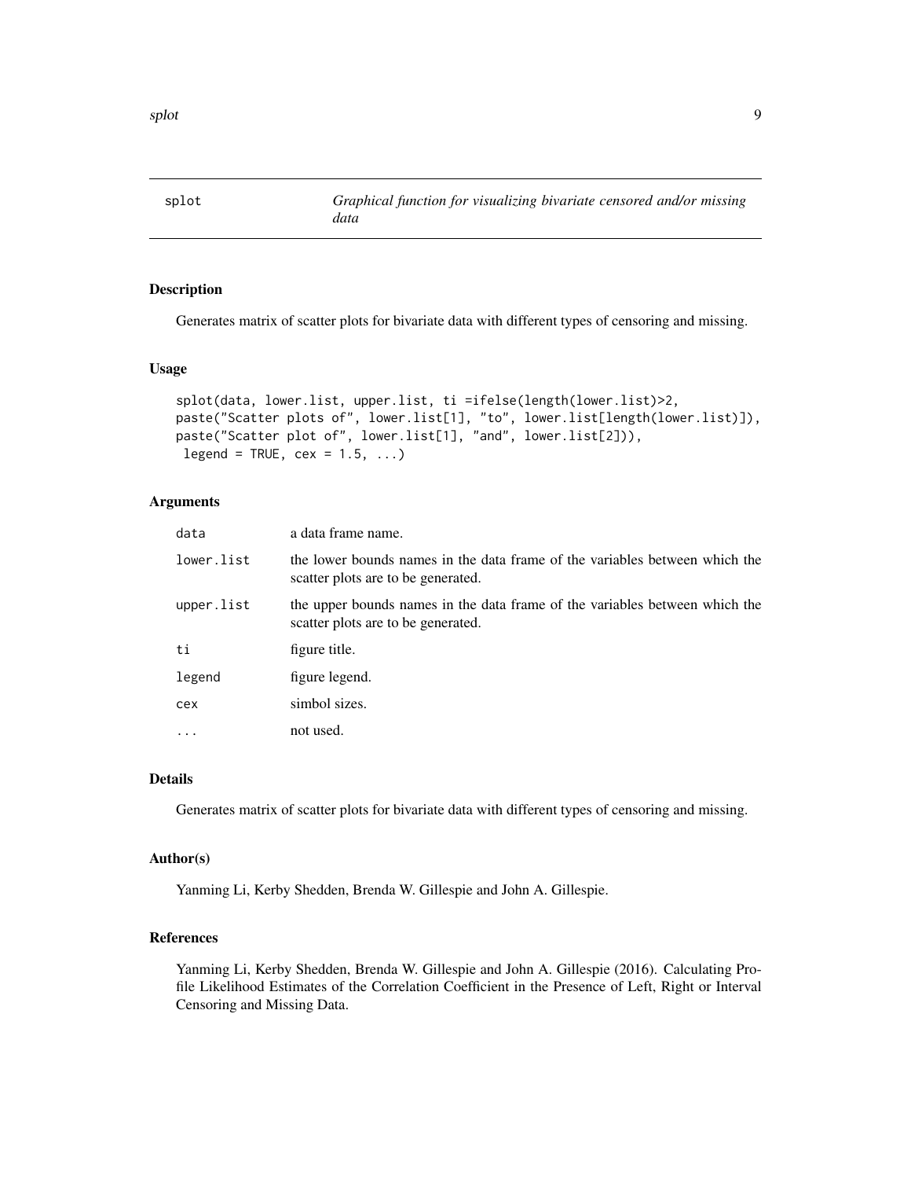## splot — *Graphical function for visualizing bivariate censored and/or missing data*

### Description

Generates matrix of scatter plots for bivariate data with different types of censoring and missing.

### Usage

```
splot(data, lower.list, upper.list, ti =ifelse(length(lower.list)>2,
paste("Scatter plots of", lower.list[1], "to", lower.list[length(lower.list)]),
paste("Scatter plot of", lower.list[1], "and", lower.list[2])),
 legend = TRUE, cex = 1.5, ...)
```

### Arguments

| | |
|---|---|
| `data` | a data frame name. |
| `lower.list` | the lower bounds names in the data frame of the variables between which the scatter plots are to be generated. |
| `upper.list` | the upper bounds names in the data frame of the variables between which the scatter plots are to be generated. |
| `ti` | figure title. |
| `legend` | figure legend. |
| `cex` | simbol sizes. |
| `...` | not used. |

### Details

Generates matrix of scatter plots for bivariate data with different types of censoring and missing.

### Author(s)

Yanming Li, Kerby Shedden, Brenda W. Gillespie and John A. Gillespie.

### References

Yanming Li, Kerby Shedden, Brenda W. Gillespie and John A. Gillespie (2016). Calculating Profile Likelihood Estimates of the Correlation Coefficient in the Presence of Left, Right or Interval Censoring and Missing Data.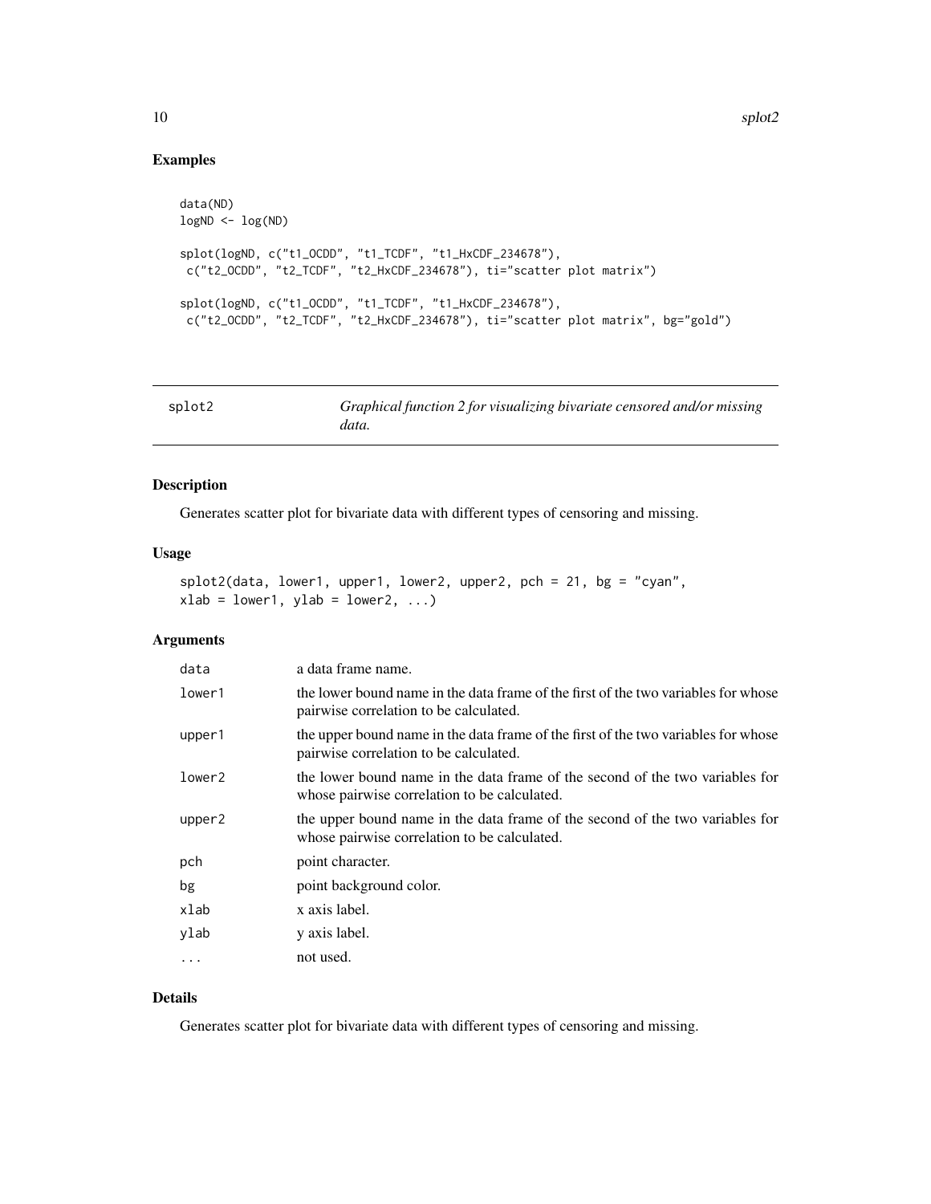## Examples

```
data(ND)
logND <- log(ND)

splot(logND, c("t1_OCDD", "t1_TCDF", "t1_HxCDF_234678"),
 c("t2_OCDD", "t2_TCDF", "t2_HxCDF_234678"), ti="scatter plot matrix")

splot(logND, c("t1_OCDD", "t1_TCDF", "t1_HxCDF_234678"),
 c("t2_OCDD", "t2_TCDF", "t2_HxCDF_234678"), ti="scatter plot matrix", bg="gold")
```

---

# splot2 — *Graphical function 2 for visualizing bivariate censored and/or missing data.*

---

## Description

Generates scatter plot for bivariate data with different types of censoring and missing.

## Usage

```
splot2(data, lower1, upper1, lower2, upper2, pch = 21, bg = "cyan",
xlab = lower1, ylab = lower2, ...)
```

## Arguments

| | |
|---|---|
| `data` | a data frame name. |
| `lower1` | the lower bound name in the data frame of the first of the two variables for whose pairwise correlation to be calculated. |
| `upper1` | the upper bound name in the data frame of the first of the two variables for whose pairwise correlation to be calculated. |
| `lower2` | the lower bound name in the data frame of the second of the two variables for whose pairwise correlation to be calculated. |
| `upper2` | the upper bound name in the data frame of the second of the two variables for whose pairwise correlation to be calculated. |
| `pch` | point character. |
| `bg` | point background color. |
| `xlab` | x axis label. |
| `ylab` | y axis label. |
| `...` | not used. |

## Details

Generates scatter plot for bivariate data with different types of censoring and missing.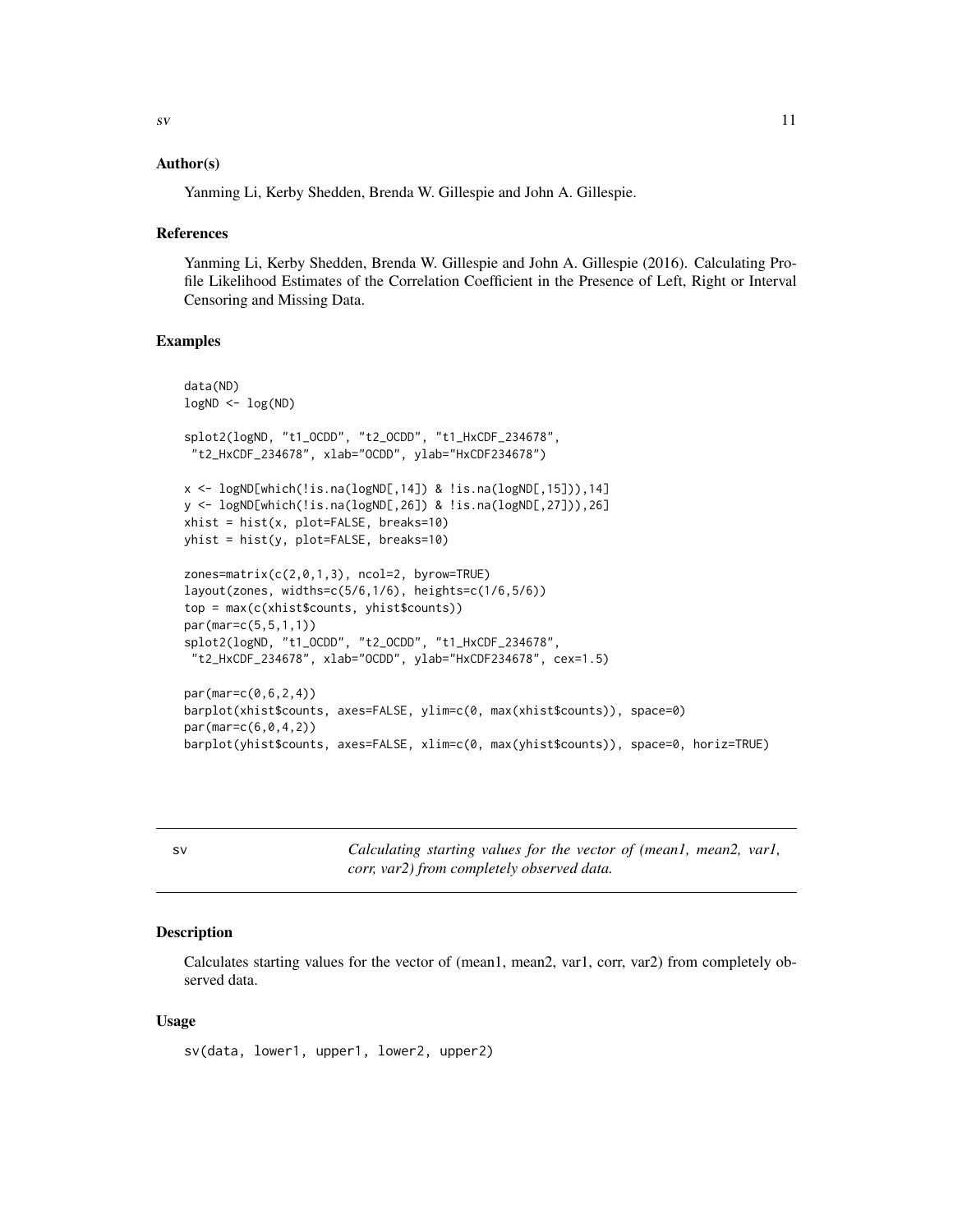### Author(s)

Yanming Li, Kerby Shedden, Brenda W. Gillespie and John A. Gillespie.

### References

Yanming Li, Kerby Shedden, Brenda W. Gillespie and John A. Gillespie (2016). Calculating Profile Likelihood Estimates of the Correlation Coefficient in the Presence of Left, Right or Interval Censoring and Missing Data.

### Examples

```
data(ND)
logND <- log(ND)

splot2(logND, "t1_OCDD", "t2_OCDD", "t1_HxCDF_234678",
 "t2_HxCDF_234678", xlab="OCDD", ylab="HxCDF234678")

x <- logND[which(!is.na(logND[,14]) & !is.na(logND[,15])),14]
y <- logND[which(!is.na(logND[,26]) & !is.na(logND[,27])),26]
xhist = hist(x, plot=FALSE, breaks=10)
yhist = hist(y, plot=FALSE, breaks=10)

zones=matrix(c(2,0,1,3), ncol=2, byrow=TRUE)
layout(zones, widths=c(5/6,1/6), heights=c(1/6,5/6))
top = max(c(xhist$counts, yhist$counts))
par(mar=c(5,5,1,1))
splot2(logND, "t1_OCDD", "t2_OCDD", "t1_HxCDF_234678",
 "t2_HxCDF_234678", xlab="OCDD", ylab="HxCDF234678", cex=1.5)

par(mar=c(0,6,2,4))
barplot(xhist$counts, axes=FALSE, ylim=c(0, max(xhist$counts)), space=0)
par(mar=c(6,0,4,2))
barplot(yhist$counts, axes=FALSE, xlim=c(0, max(yhist$counts)), space=0, horiz=TRUE)
```

---

## sv — *Calculating starting values for the vector of (mean1, mean2, var1, corr, var2) from completely observed data.*

### Description

Calculates starting values for the vector of (mean1, mean2, var1, corr, var2) from completely observed data.

### Usage

```
sv(data, lower1, upper1, lower2, upper2)
```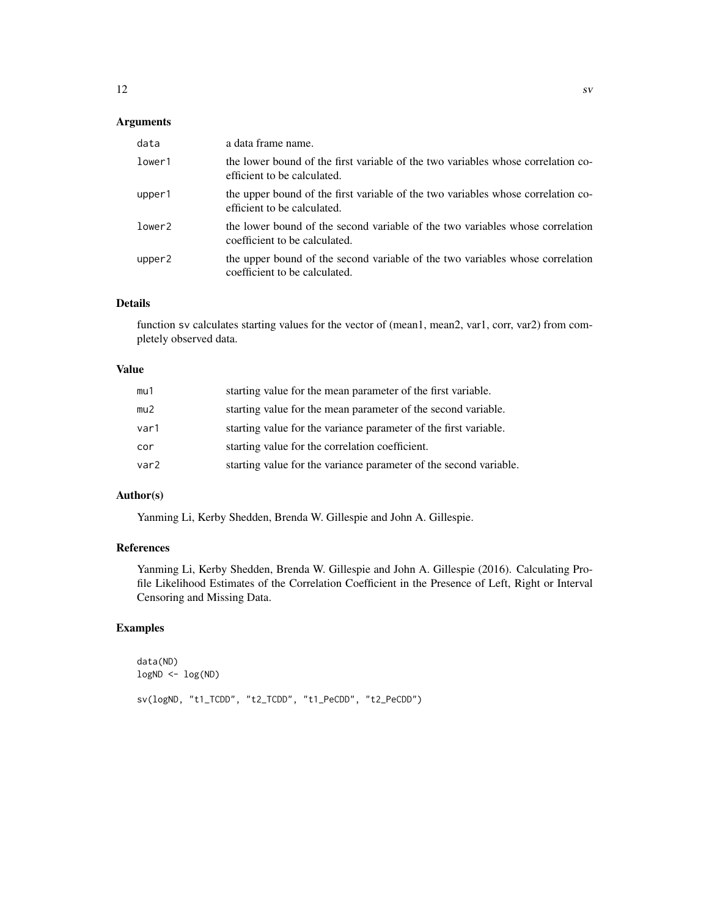### Arguments

| | |
|---|---|
| data | a data frame name. |
| lower1 | the lower bound of the first variable of the two variables whose correlation coefficient to be calculated. |
| upper1 | the upper bound of the first variable of the two variables whose correlation coefficient to be calculated. |
| lower2 | the lower bound of the second variable of the two variables whose correlation coefficient to be calculated. |
| upper2 | the upper bound of the second variable of the two variables whose correlation coefficient to be calculated. |

### Details

function sv calculates starting values for the vector of (mean1, mean2, var1, corr, var2) from completely observed data.

### Value

| | |
|---|---|
| mu1 | starting value for the mean parameter of the first variable. |
| mu2 | starting value for the mean parameter of the second variable. |
| var1 | starting value for the variance parameter of the first variable. |
| cor | starting value for the correlation coefficient. |
| var2 | starting value for the variance parameter of the second variable. |

### Author(s)

Yanming Li, Kerby Shedden, Brenda W. Gillespie and John A. Gillespie.

### References

Yanming Li, Kerby Shedden, Brenda W. Gillespie and John A. Gillespie (2016). Calculating Profile Likelihood Estimates of the Correlation Coefficient in the Presence of Left, Right or Interval Censoring and Missing Data.

### Examples

```
data(ND)
logND <- log(ND)

sv(logND, "t1_TCDD", "t2_TCDD", "t1_PeCDD", "t2_PeCDD")
```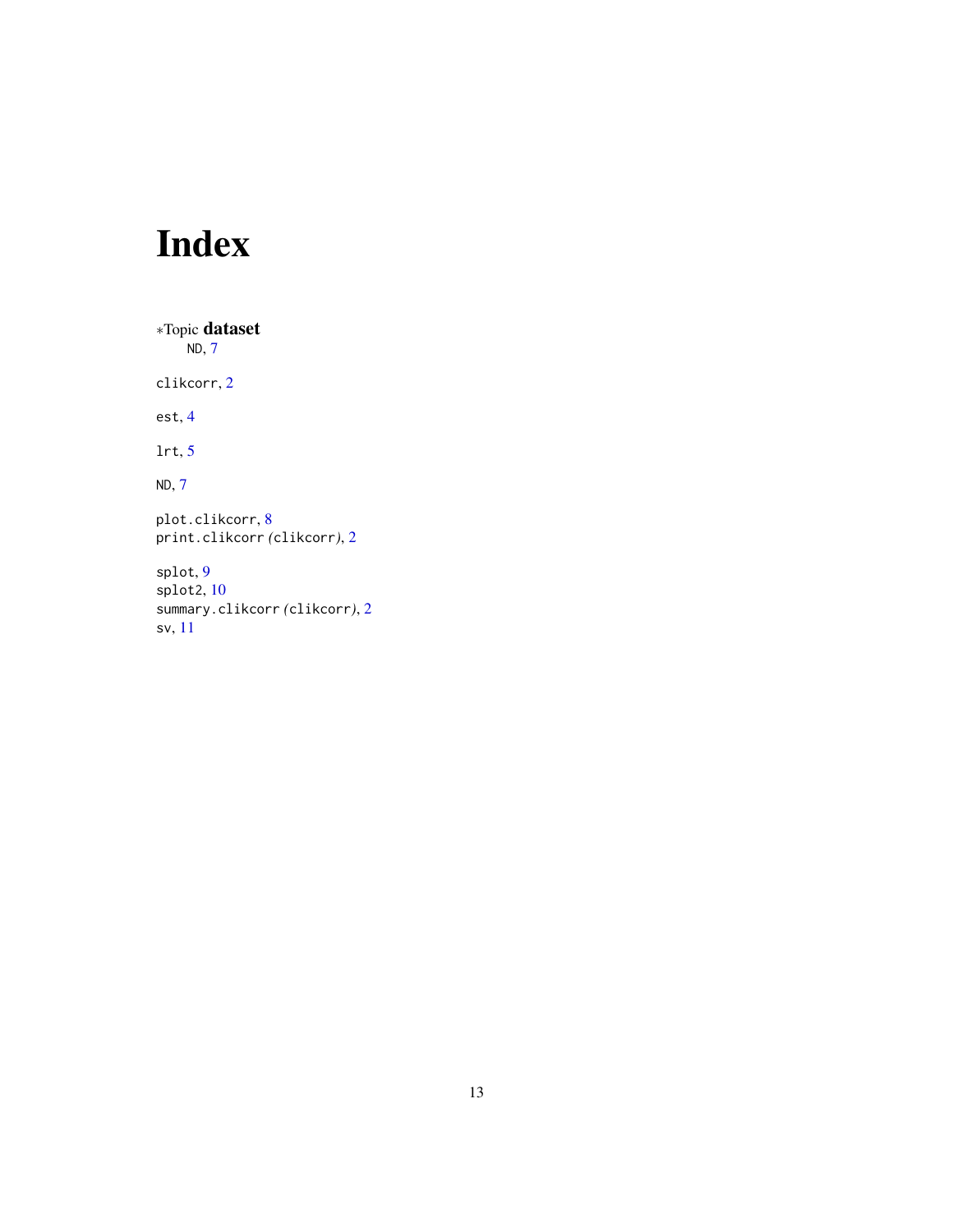# Index

*Topic **dataset**
    ND, 7

clikcorr, 2

est, 4

lrt, 5

ND, 7

plot.clikcorr, 8
print.clikcorr *(*clikcorr*)*, 2

splot, 9
splot2, 10
summary.clikcorr *(*clikcorr*)*, 2
sv, 11